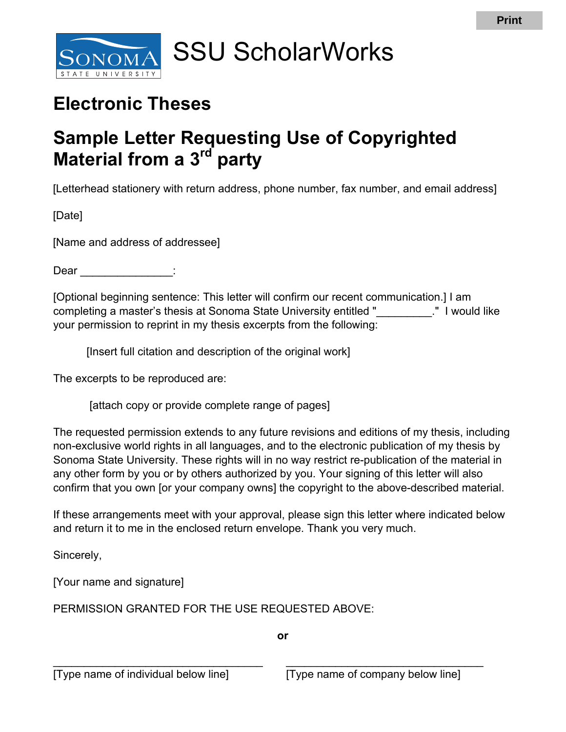Print

SONOMA STATE UNIVERSITY

# SSU ScholarWorks

## Electronic Theses

## Sample Letter Requesting Use of Copyrighted Material from a 3rd party

[Letterhead stationery with return address, phone number, fax number, and email address]

[Date]

[Name and address of addressee]

Dear _______________:

[Optional beginning sentence: This letter will confirm our recent communication.] I am completing a master's thesis at Sonoma State University entitled "_________." I would like your permission to reprint in my thesis excerpts from the following:

> [Insert full citation and description of the original work]

The excerpts to be reproduced are:

> [attach copy or provide complete range of pages]

The requested permission extends to any future revisions and editions of my thesis, including non-exclusive world rights in all languages, and to the electronic publication of my thesis by Sonoma State University. These rights will in no way restrict re-publication of the material in any other form by you or by others authorized by you. Your signing of this letter will also confirm that you own [or your company owns] the copyright to the above-described material.

If these arrangements meet with your approval, please sign this letter where indicated below and return it to me in the enclosed return envelope. Thank you very much.

Sincerely,

[Your name and signature]

PERMISSION GRANTED FOR THE USE REQUESTED ABOVE:

**or**

___________________________________ ___________________________________
[Type name of individual below line] [Type name of company below line]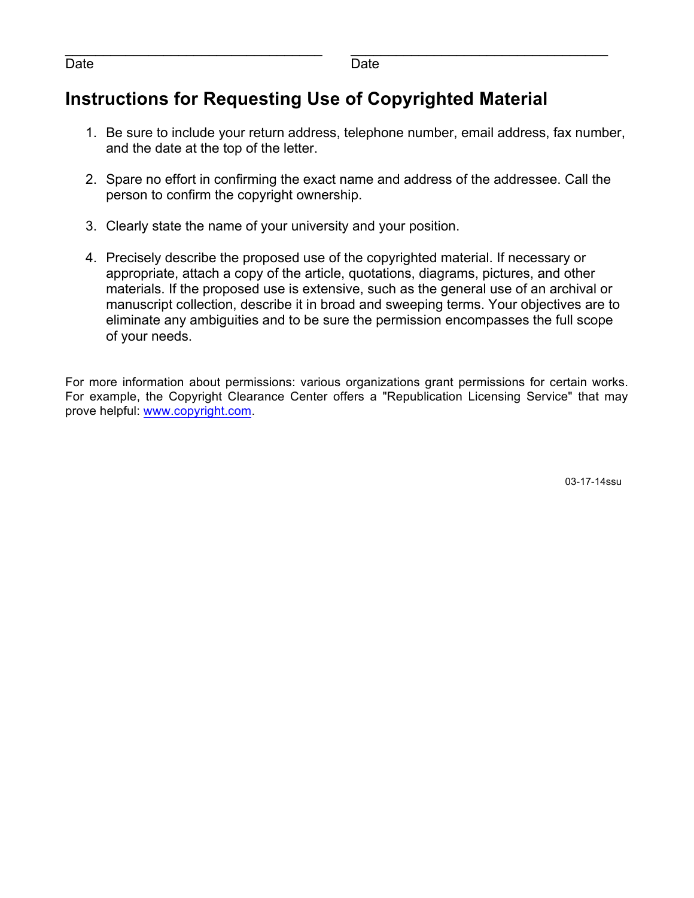_________________________________ _________________________________
Date Date

## Instructions for Requesting Use of Copyrighted Material

1. Be sure to include your return address, telephone number, email address, fax number, and the date at the top of the letter.

2. Spare no effort in confirming the exact name and address of the addressee. Call the person to confirm the copyright ownership.

3. Clearly state the name of your university and your position.

4. Precisely describe the proposed use of the copyrighted material. If necessary or appropriate, attach a copy of the article, quotations, diagrams, pictures, and other materials. If the proposed use is extensive, such as the general use of an archival or manuscript collection, describe it in broad and sweeping terms. Your objectives are to eliminate any ambiguities and to be sure the permission encompasses the full scope of your needs.

For more information about permissions: various organizations grant permissions for certain works. For example, the Copyright Clearance Center offers a "Republication Licensing Service" that may prove helpful: [www.copyright.com](http://www.copyright.com).

03-17-14ssu